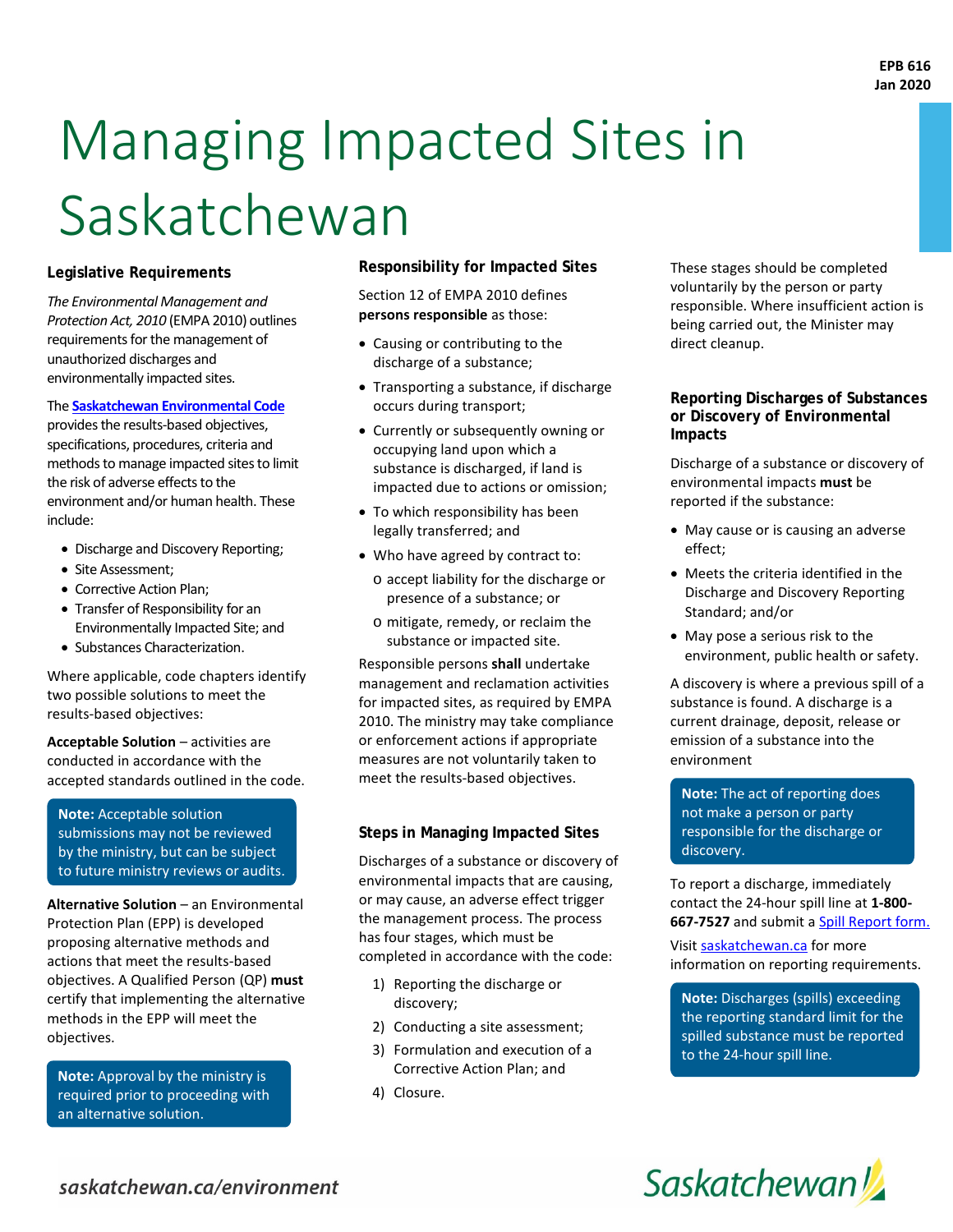EPB 616
Jan 2020

# Managing Impacted Sites in Saskatchewan

### Legislative Requirements

*The Environmental Management and Protection Act, 2010* (EMPA 2010) outlines requirements for the management of unauthorized discharges and environmentally impacted sites.

The **Saskatchewan Environmental Code** provides the results-based objectives, specifications, procedures, criteria and methods to manage impacted sites to limit the risk of adverse effects to the environment and/or human health. These include:

- Discharge and Discovery Reporting;
- Site Assessment;
- Corrective Action Plan;
- Transfer of Responsibility for an Environmentally Impacted Site; and
- Substances Characterization.

Where applicable, code chapters identify two possible solutions to meet the results-based objectives:

**Acceptable Solution** – activities are conducted in accordance with the accepted standards outlined in the code.

> **Note:** Acceptable solution submissions may not be reviewed by the ministry, but can be subject to future ministry reviews or audits.

**Alternative Solution** – an Environmental Protection Plan (EPP) is developed proposing alternative methods and actions that meet the results-based objectives. A Qualified Person (QP) **must** certify that implementing the alternative methods in the EPP will meet the objectives.

> **Note:** Approval by the ministry is required prior to proceeding with an alternative solution.

### Responsibility for Impacted Sites

Section 12 of EMPA 2010 defines **persons responsible** as those:

- Causing or contributing to the discharge of a substance;
- Transporting a substance, if discharge occurs during transport;
- Currently or subsequently owning or occupying land upon which a substance is discharged, if land is impacted due to actions or omission;
- To which responsibility has been legally transferred; and
- Who have agreed by contract to:
  - accept liability for the discharge or presence of a substance; or
  - mitigate, remedy, or reclaim the substance or impacted site.

Responsible persons **shall** undertake management and reclamation activities for impacted sites, as required by EMPA 2010. The ministry may take compliance or enforcement actions if appropriate measures are not voluntarily taken to meet the results-based objectives.

### Steps in Managing Impacted Sites

Discharges of a substance or discovery of environmental impacts that are causing, or may cause, an adverse effect trigger the management process. The process has four stages, which must be completed in accordance with the code:

1) Reporting the discharge or discovery;
2) Conducting a site assessment;
3) Formulation and execution of a Corrective Action Plan; and
4) Closure.

These stages should be completed voluntarily by the person or party responsible. Where insufficient action is being carried out, the Minister may direct cleanup.

### Reporting Discharges of Substances or Discovery of Environmental Impacts

Discharge of a substance or discovery of environmental impacts **must** be reported if the substance:

- May cause or is causing an adverse effect;
- Meets the criteria identified in the Discharge and Discovery Reporting Standard; and/or
- May pose a serious risk to the environment, public health or safety.

A discovery is where a previous spill of a substance is found. A discharge is a current drainage, deposit, release or emission of a substance into the environment

> **Note:** The act of reporting does not make a person or party responsible for the discharge or discovery.

To report a discharge, immediately contact the 24-hour spill line at **1-800-667-7527** and submit a Spill Report form.

Visit saskatchewan.ca for more information on reporting requirements.

> **Note:** Discharges (spills) exceeding the reporting standard limit for the spilled substance must be reported to the 24-hour spill line.

saskatchewan.ca/environment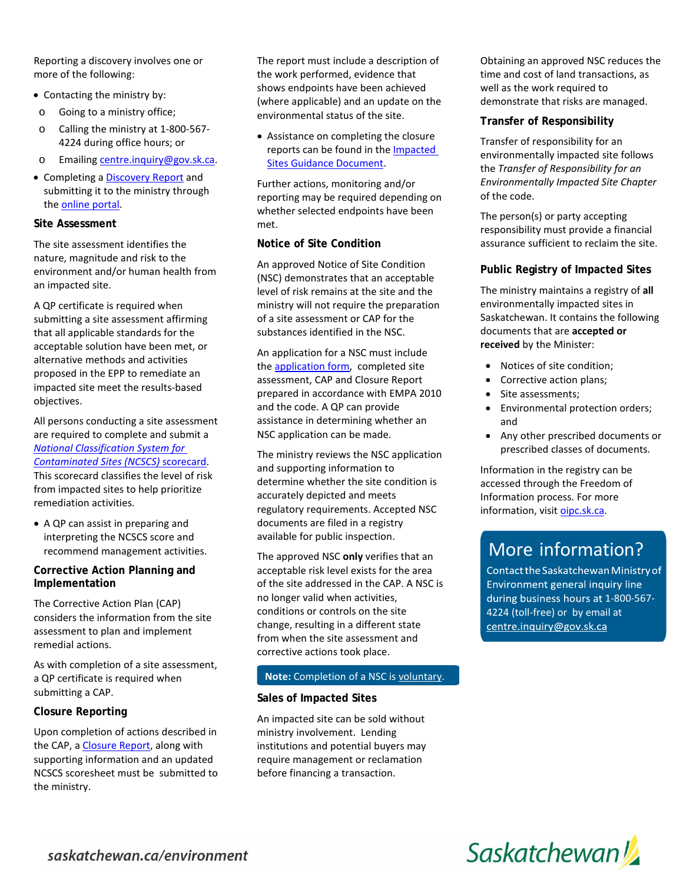Reporting a discovery involves one or more of the following:

- Contacting the ministry by:
  - Going to a ministry office;
  - Calling the ministry at 1-800-567-4224 during office hours; or
  - Emailing centre.inquiry@gov.sk.ca.
- Completing a Discovery Report and submitting it to the ministry through the online portal.

## Site Assessment

The site assessment identifies the nature, magnitude and risk to the environment and/or human health from an impacted site.

A QP certificate is required when submitting a site assessment affirming that all applicable standards for the acceptable solution have been met, or alternative methods and activities proposed in the EPP to remediate an impacted site meet the results-based objectives.

All persons conducting a site assessment are required to complete and submit a *National Classification System for Contaminated Sites (NCSCS)* scorecard. This scorecard classifies the level of risk from impacted sites to help prioritize remediation activities.

- A QP can assist in preparing and interpreting the NCSCS score and recommend management activities.

## Corrective Action Planning and Implementation

The Corrective Action Plan (CAP) considers the information from the site assessment to plan and implement remedial actions.

As with completion of a site assessment, a QP certificate is required when submitting a CAP.

## Closure Reporting

Upon completion of actions described in the CAP, a Closure Report, along with supporting information and an updated NCSCS scoresheet must be submitted to the ministry.

The report must include a description of the work performed, evidence that shows endpoints have been achieved (where applicable) and an update on the environmental status of the site.

- Assistance on completing the closure reports can be found in the Impacted Sites Guidance Document.

Further actions, monitoring and/or reporting may be required depending on whether selected endpoints have been met.

## Notice of Site Condition

An approved Notice of Site Condition (NSC) demonstrates that an acceptable level of risk remains at the site and the ministry will not require the preparation of a site assessment or CAP for the substances identified in the NSC.

An application for a NSC must include the application form, completed site assessment, CAP and Closure Report prepared in accordance with EMPA 2010 and the code. A QP can provide assistance in determining whether an NSC application can be made.

The ministry reviews the NSC application and supporting information to determine whether the site condition is accurately depicted and meets regulatory requirements. Accepted NSC documents are filed in a registry available for public inspection.

The approved NSC **only** verifies that an acceptable risk level exists for the area of the site addressed in the CAP. A NSC is no longer valid when activities, conditions or controls on the site change, resulting in a different state from when the site assessment and corrective actions took place.

**Note:** Completion of a NSC is voluntary.

## Sales of Impacted Sites

An impacted site can be sold without ministry involvement. Lending institutions and potential buyers may require management or reclamation before financing a transaction.

Obtaining an approved NSC reduces the time and cost of land transactions, as well as the work required to demonstrate that risks are managed.

## Transfer of Responsibility

Transfer of responsibility for an environmentally impacted site follows the *Transfer of Responsibility for an Environmentally Impacted Site Chapter* of the code.

The person(s) or party accepting responsibility must provide a financial assurance sufficient to reclaim the site.

## Public Registry of Impacted Sites

The ministry maintains a registry of **all** environmentally impacted sites in Saskatchewan. It contains the following documents that are **accepted or received** by the Minister:

- Notices of site condition;
- Corrective action plans;
- Site assessments;
- Environmental protection orders; and
- Any other prescribed documents or prescribed classes of documents.

Information in the registry can be accessed through the Freedom of Information process. For more information, visit oipc.sk.ca.

## More information?

Contact the Saskatchewan Ministry of Environment general inquiry line during business hours at 1-800-567-4224 (toll-free) or by email at centre.inquiry@gov.sk.ca

saskatchewan.ca/environment

Saskatchewan